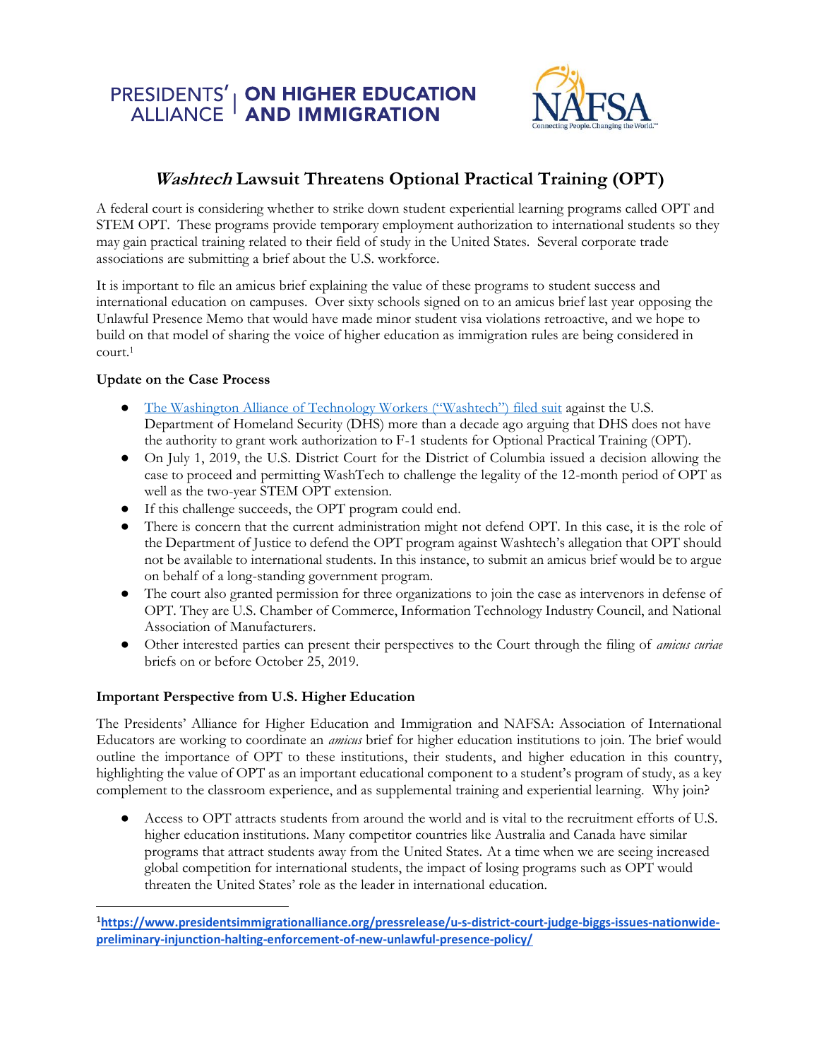PRESIDENTS' ALLIANCE | ON HIGHER EDUCATION AND IMMIGRATION

NAFSA Connecting People. Changing the World.

# *Washtech* Lawsuit Threatens Optional Practical Training (OPT)

A federal court is considering whether to strike down student experiential learning programs called OPT and STEM OPT. These programs provide temporary employment authorization to international students so they may gain practical training related to their field of study in the United States. Several corporate trade associations are submitting a brief about the U.S. workforce.

It is important to file an amicus brief explaining the value of these programs to student success and international education on campuses. Over sixty schools signed on to an amicus brief last year opposing the Unlawful Presence Memo that would have made minor student visa violations retroactive, and we hope to build on that model of sharing the voice of higher education as immigration rules are being considered in court.[1]

### Update on the Case Process

- The Washington Alliance of Technology Workers ("Washtech") filed suit against the U.S. Department of Homeland Security (DHS) more than a decade ago arguing that DHS does not have the authority to grant work authorization to F-1 students for Optional Practical Training (OPT).
- On July 1, 2019, the U.S. District Court for the District of Columbia issued a decision allowing the case to proceed and permitting WashTech to challenge the legality of the 12-month period of OPT as well as the two-year STEM OPT extension.
- If this challenge succeeds, the OPT program could end.
- There is concern that the current administration might not defend OPT. In this case, it is the role of the Department of Justice to defend the OPT program against Washtech's allegation that OPT should not be available to international students. In this instance, to submit an amicus brief would be to argue on behalf of a long-standing government program.
- The court also granted permission for three organizations to join the case as intervenors in defense of OPT. They are U.S. Chamber of Commerce, Information Technology Industry Council, and National Association of Manufacturers.
- Other interested parties can present their perspectives to the Court through the filing of *amicus curiae* briefs on or before October 25, 2019.

### Important Perspective from U.S. Higher Education

The Presidents' Alliance for Higher Education and Immigration and NAFSA: Association of International Educators are working to coordinate an *amicus* brief for higher education institutions to join. The brief would outline the importance of OPT to these institutions, their students, and higher education in this country, highlighting the value of OPT as an important educational component to a student's program of study, as a key complement to the classroom experience, and as supplemental training and experiential learning. Why join?

- Access to OPT attracts students from around the world and is vital to the recruitment efforts of U.S. higher education institutions. Many competitor countries like Australia and Canada have similar programs that attract students away from the United States. At a time when we are seeing increased global competition for international students, the impact of losing programs such as OPT would threaten the United States' role as the leader in international education.

---

[1] https://www.presidentsimmigrationalliance.org/pressrelease/u-s-district-court-judge-biggs-issues-nationwide-preliminary-injunction-halting-enforcement-of-new-unlawful-presence-policy/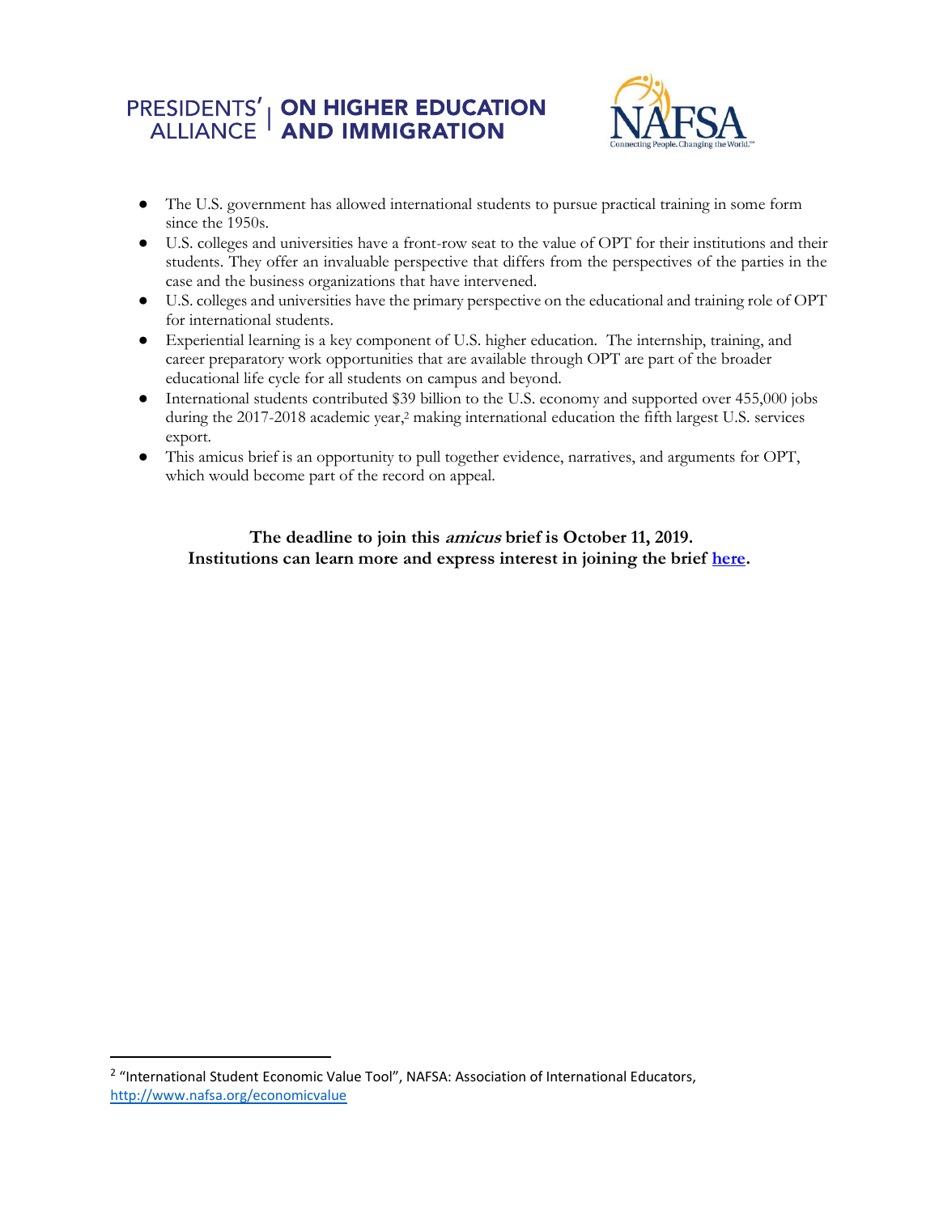PRESIDENTS' ALLIANCE | ON HIGHER EDUCATION AND IMMIGRATION

NAFSA Connecting People. Changing the World.℠

- The U.S. government has allowed international students to pursue practical training in some form since the 1950s.
- U.S. colleges and universities have a front-row seat to the value of OPT for their institutions and their students. They offer an invaluable perspective that differs from the perspectives of the parties in the case and the business organizations that have intervened.
- U.S. colleges and universities have the primary perspective on the educational and training role of OPT for international students.
- Experiential learning is a key component of U.S. higher education. The internship, training, and career preparatory work opportunities that are available through OPT are part of the broader educational life cycle for all students on campus and beyond.
- International students contributed $39 billion to the U.S. economy and supported over 455,000 jobs during the 2017-2018 academic year,[2] making international education the fifth largest U.S. services export.
- This amicus brief is an opportunity to pull together evidence, narratives, and arguments for OPT, which would become part of the record on appeal.

**The deadline to join this *amicus* brief is October 11, 2019.**
**Institutions can learn more and express interest in joining the brief [here](#).**

---

[2] "International Student Economic Value Tool", NAFSA: Association of International Educators, http://www.nafsa.org/economicvalue